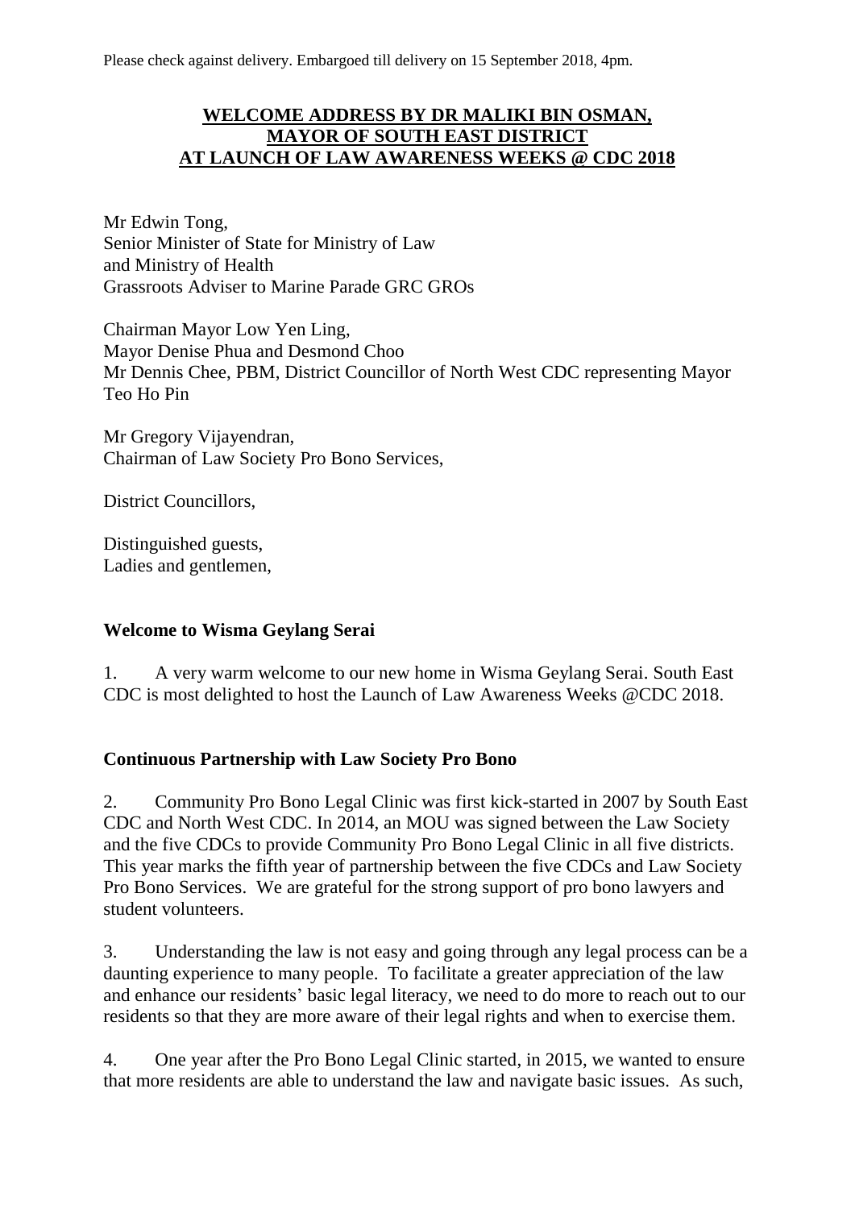Please check against delivery. Embargoed till delivery on 15 September 2018, 4pm.

**WELCOME ADDRESS BY DR MALIKI BIN OSMAN, MAYOR OF SOUTH EAST DISTRICT AT LAUNCH OF LAW AWARENESS WEEKS @ CDC 2018**

Mr Edwin Tong,
Senior Minister of State for Ministry of Law
and Ministry of Health
Grassroots Adviser to Marine Parade GRC GROs

Chairman Mayor Low Yen Ling,
Mayor Denise Phua and Desmond Choo
Mr Dennis Chee, PBM, District Councillor of North West CDC representing Mayor Teo Ho Pin

Mr Gregory Vijayendran,
Chairman of Law Society Pro Bono Services,

District Councillors,

Distinguished guests,
Ladies and gentlemen,

**Welcome to Wisma Geylang Serai**

1. A very warm welcome to our new home in Wisma Geylang Serai. South East CDC is most delighted to host the Launch of Law Awareness Weeks @CDC 2018.

**Continuous Partnership with Law Society Pro Bono**

2. Community Pro Bono Legal Clinic was first kick-started in 2007 by South East CDC and North West CDC. In 2014, an MOU was signed between the Law Society and the five CDCs to provide Community Pro Bono Legal Clinic in all five districts. This year marks the fifth year of partnership between the five CDCs and Law Society Pro Bono Services. We are grateful for the strong support of pro bono lawyers and student volunteers.

3. Understanding the law is not easy and going through any legal process can be a daunting experience to many people. To facilitate a greater appreciation of the law and enhance our residents' basic legal literacy, we need to do more to reach out to our residents so that they are more aware of their legal rights and when to exercise them.

4. One year after the Pro Bono Legal Clinic started, in 2015, we wanted to ensure that more residents are able to understand the law and navigate basic issues. As such,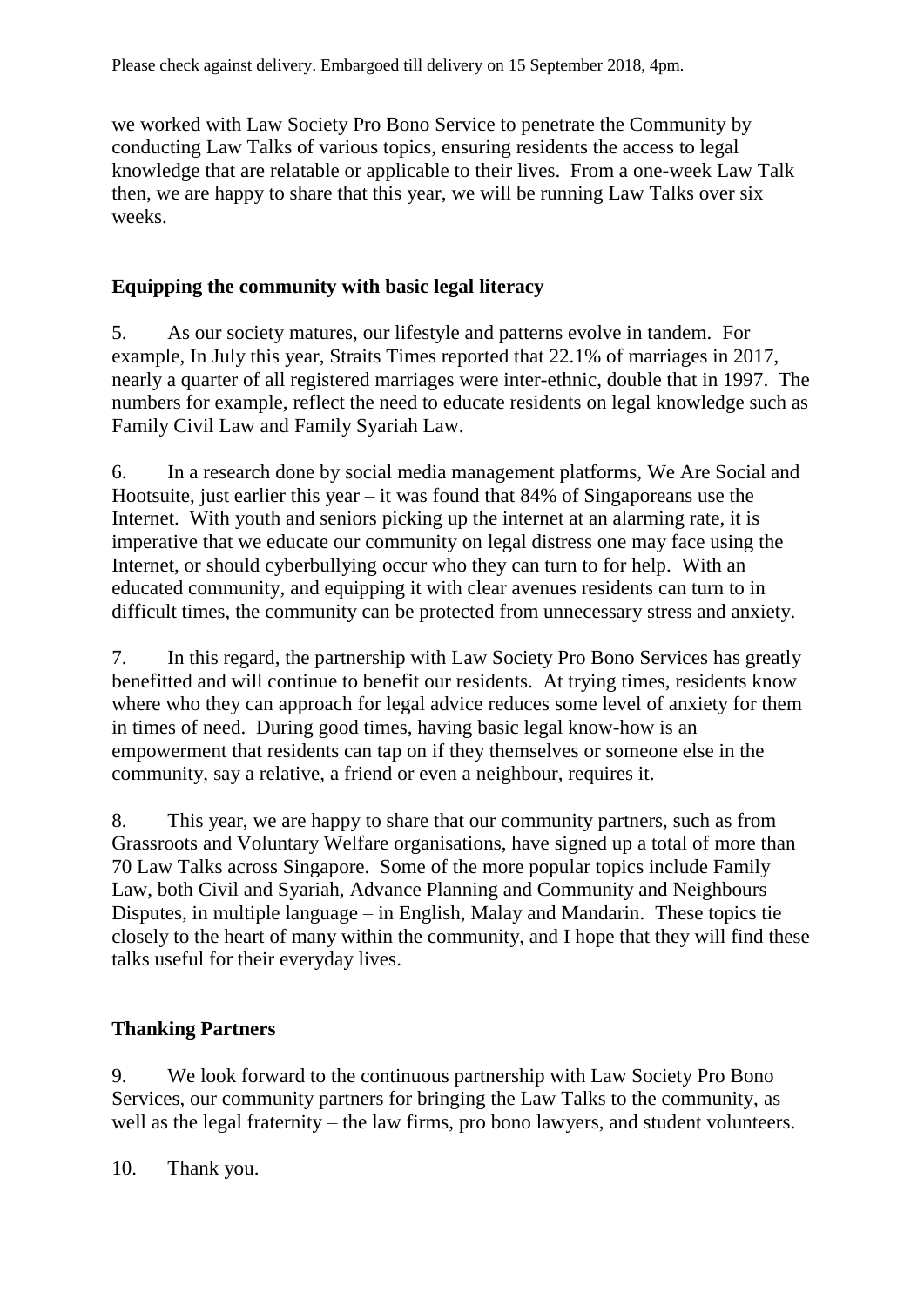Please check against delivery. Embargoed till delivery on 15 September 2018, 4pm.

we worked with Law Society Pro Bono Service to penetrate the Community by conducting Law Talks of various topics, ensuring residents the access to legal knowledge that are relatable or applicable to their lives. From a one-week Law Talk then, we are happy to share that this year, we will be running Law Talks over six weeks.

**Equipping the community with basic legal literacy**

5. As our society matures, our lifestyle and patterns evolve in tandem. For example, In July this year, Straits Times reported that 22.1% of marriages in 2017, nearly a quarter of all registered marriages were inter-ethnic, double that in 1997. The numbers for example, reflect the need to educate residents on legal knowledge such as Family Civil Law and Family Syariah Law.

6. In a research done by social media management platforms, We Are Social and Hootsuite, just earlier this year – it was found that 84% of Singaporeans use the Internet. With youth and seniors picking up the internet at an alarming rate, it is imperative that we educate our community on legal distress one may face using the Internet, or should cyberbullying occur who they can turn to for help. With an educated community, and equipping it with clear avenues residents can turn to in difficult times, the community can be protected from unnecessary stress and anxiety.

7. In this regard, the partnership with Law Society Pro Bono Services has greatly benefitted and will continue to benefit our residents. At trying times, residents know where who they can approach for legal advice reduces some level of anxiety for them in times of need. During good times, having basic legal know-how is an empowerment that residents can tap on if they themselves or someone else in the community, say a relative, a friend or even a neighbour, requires it.

8. This year, we are happy to share that our community partners, such as from Grassroots and Voluntary Welfare organisations, have signed up a total of more than 70 Law Talks across Singapore. Some of the more popular topics include Family Law, both Civil and Syariah, Advance Planning and Community and Neighbours Disputes, in multiple language – in English, Malay and Mandarin. These topics tie closely to the heart of many within the community, and I hope that they will find these talks useful for their everyday lives.

**Thanking Partners**

9. We look forward to the continuous partnership with Law Society Pro Bono Services, our community partners for bringing the Law Talks to the community, as well as the legal fraternity – the law firms, pro bono lawyers, and student volunteers.

10. Thank you.